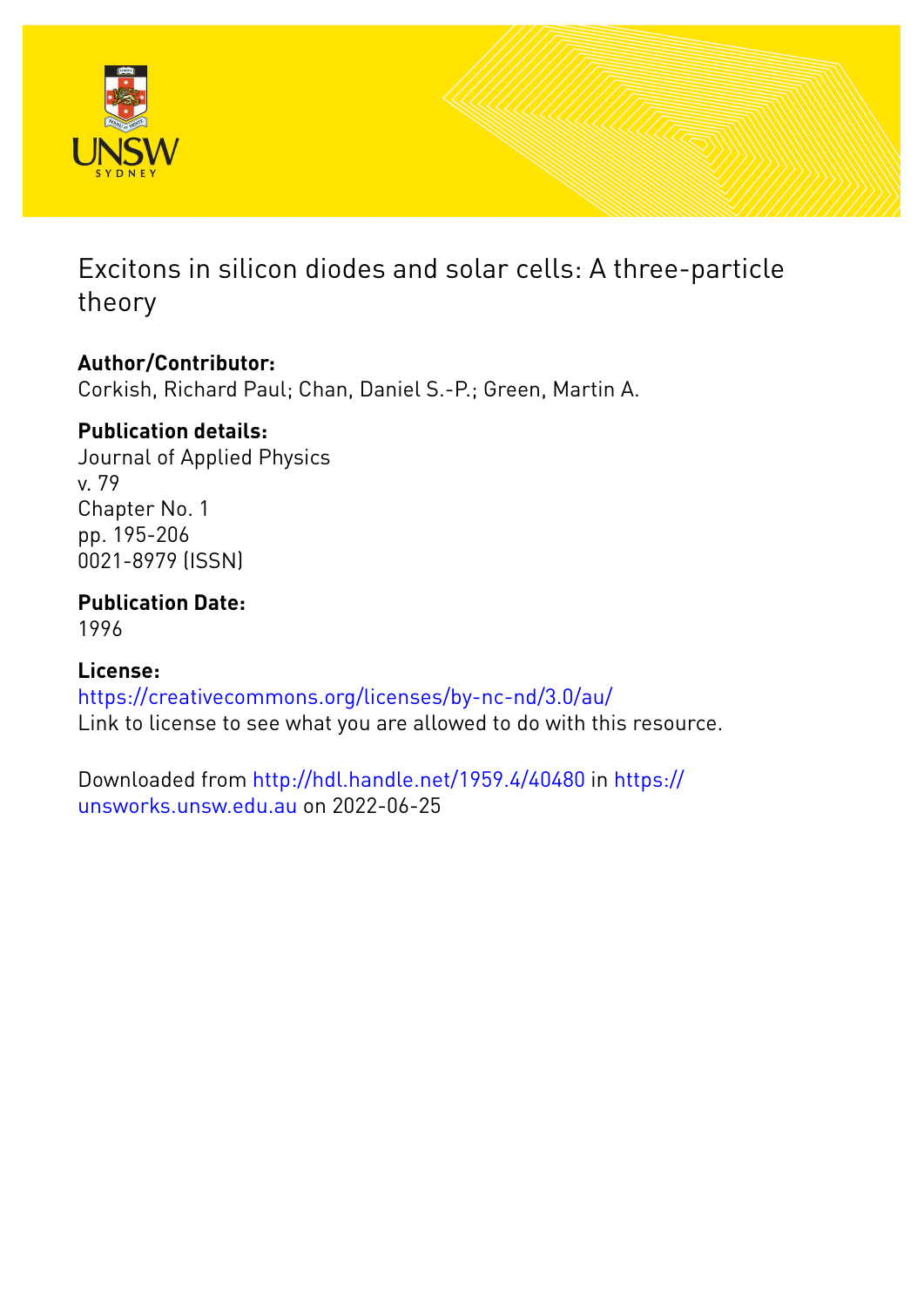# Excitons in silicon diodes and solar cells: A three-particle theory

**Author/Contributor:**
Corkish, Richard Paul; Chan, Daniel S.-P.; Green, Martin A.

**Publication details:**
Journal of Applied Physics
v. 79
Chapter No. 1
pp. 195-206
0021-8979 (ISSN)

**Publication Date:**
1996

**License:**
https://creativecommons.org/licenses/by-nc-nd/3.0/au/
Link to license to see what you are allowed to do with this resource.

Downloaded from http://hdl.handle.net/1959.4/40480 in https://unsworks.unsw.edu.au on 2022-06-25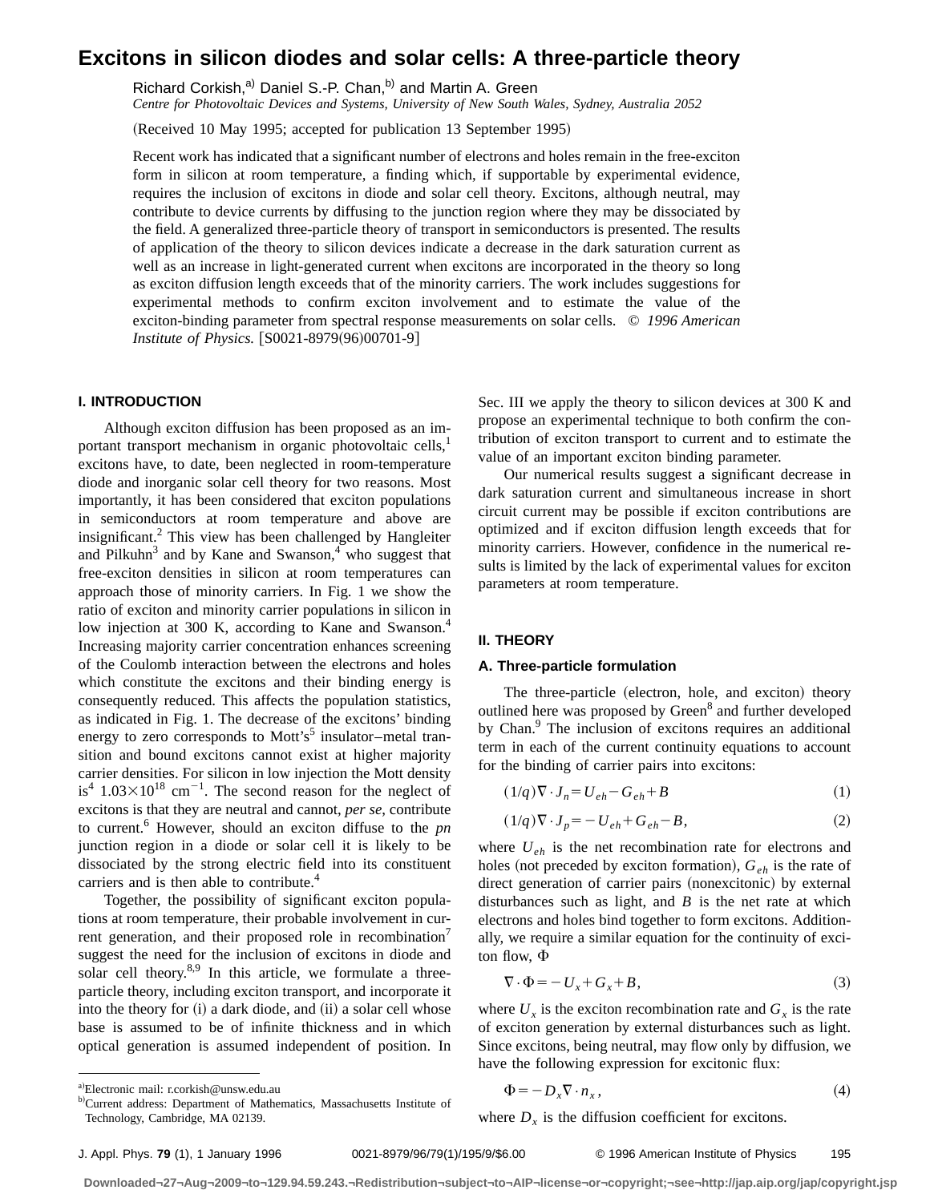# Excitons in silicon diodes and solar cells: A three-particle theory

Richard Corkish,[a] Daniel S.-P. Chan,[b] and Martin A. Green

*Centre for Photovoltaic Devices and Systems, University of New South Wales, Sydney, Australia 2052*

(Received 10 May 1995; accepted for publication 13 September 1995)

Recent work has indicated that a significant number of electrons and holes remain in the free-exciton form in silicon at room temperature, a finding which, if supportable by experimental evidence, requires the inclusion of excitons in diode and solar cell theory. Excitons, although neutral, may contribute to device currents by diffusing to the junction region where they may be dissociated by the field. A generalized three-particle theory of transport in semiconductors is presented. The results of application of the theory to silicon devices indicate a decrease in the dark saturation current as well as an increase in light-generated current when excitons are incorporated in the theory so long as exciton diffusion length exceeds that of the minority carriers. The work includes suggestions for experimental methods to confirm exciton involvement and to estimate the value of the exciton-binding parameter from spectral response measurements on solar cells. © *1996 American Institute of Physics.* [S0021-8979(96)00701-9]

## I. INTRODUCTION

Although exciton diffusion has been proposed as an important transport mechanism in organic photovoltaic cells,[1] excitons have, to date, been neglected in room-temperature diode and inorganic solar cell theory for two reasons. Most importantly, it has been considered that exciton populations in semiconductors at room temperature and above are insignificant.[2] This view has been challenged by Hangleiter and Pilkuhn[3] and by Kane and Swanson,[4] who suggest that free-exciton densities in silicon at room temperatures can approach those of minority carriers. In Fig. 1 we show the ratio of exciton and minority carrier populations in silicon in low injection at 300 K, according to Kane and Swanson.[4] Increasing majority carrier concentration enhances screening of the Coulomb interaction between the electrons and holes which constitute the excitons and their binding energy is consequently reduced. This affects the population statistics, as indicated in Fig. 1. The decrease of the excitons' binding energy to zero corresponds to Mott's[5] insulator–metal transition and bound excitons cannot exist at higher majority carrier densities. For silicon in low injection the Mott density is[4] $1.03\times10^{18}$ cm$^{-1}$. The second reason for the neglect of excitons is that they are neutral and cannot, *per se*, contribute to current.[6] However, should an exciton diffuse to the *pn* junction region in a diode or solar cell it is likely to be dissociated by the strong electric field into its constituent carriers and is then able to contribute.[4]

Together, the possibility of significant exciton populations at room temperature, their probable involvement in current generation, and their proposed role in recombination[7] suggest the need for the inclusion of excitons in diode and solar cell theory.[8,9] In this article, we formulate a three-particle theory, including exciton transport, and incorporate it into the theory for (i) a dark diode, and (ii) a solar cell whose base is assumed to be of infinite thickness and in which optical generation is assumed independent of position. In Sec. III we apply the theory to silicon devices at 300 K and propose an experimental technique to both confirm the contribution of exciton transport to current and to estimate the value of an important exciton binding parameter.

Our numerical results suggest a significant decrease in dark saturation current and simultaneous increase in short circuit current may be possible if exciton contributions are optimized and if exciton diffusion length exceeds that for minority carriers. However, confidence in the numerical results is limited by the lack of experimental values for exciton parameters at room temperature.

## II. THEORY

### A. Three-particle formulation

The three-particle (electron, hole, and exciton) theory outlined here was proposed by Green[8] and further developed by Chan.[9] The inclusion of excitons requires an additional term in each of the current continuity equations to account for the binding of carrier pairs into excitons:

$$(1/q)\nabla\cdot J_n = U_{eh} - G_{eh} + B \tag{1}$$

$$(1/q)\nabla\cdot J_p = -U_{eh} + G_{eh} - B, \tag{2}$$

where $U_{eh}$ is the net recombination rate for electrons and holes (not preceded by exciton formation), $G_{eh}$ is the rate of direct generation of carrier pairs (nonexcitonic) by external disturbances such as light, and $B$ is the net rate at which electrons and holes bind together to form excitons. Additionally, we require a similar equation for the continuity of exciton flow, $\Phi$

$$\nabla\cdot\Phi = -U_x + G_x + B, \tag{3}$$

where $U_x$ is the exciton recombination rate and $G_x$ is the rate of exciton generation by external disturbances such as light. Since excitons, being neutral, may flow only by diffusion, we have the following expression for excitonic flux:

$$\Phi = -D_x\nabla\cdot n_x, \tag{4}$$

where $D_x$ is the diffusion coefficient for excitons.

---

[a] Electronic mail: r.corkish@unsw.edu.au

[b] Current address: Department of Mathematics, Massachusetts Institute of Technology, Cambridge, MA 02139.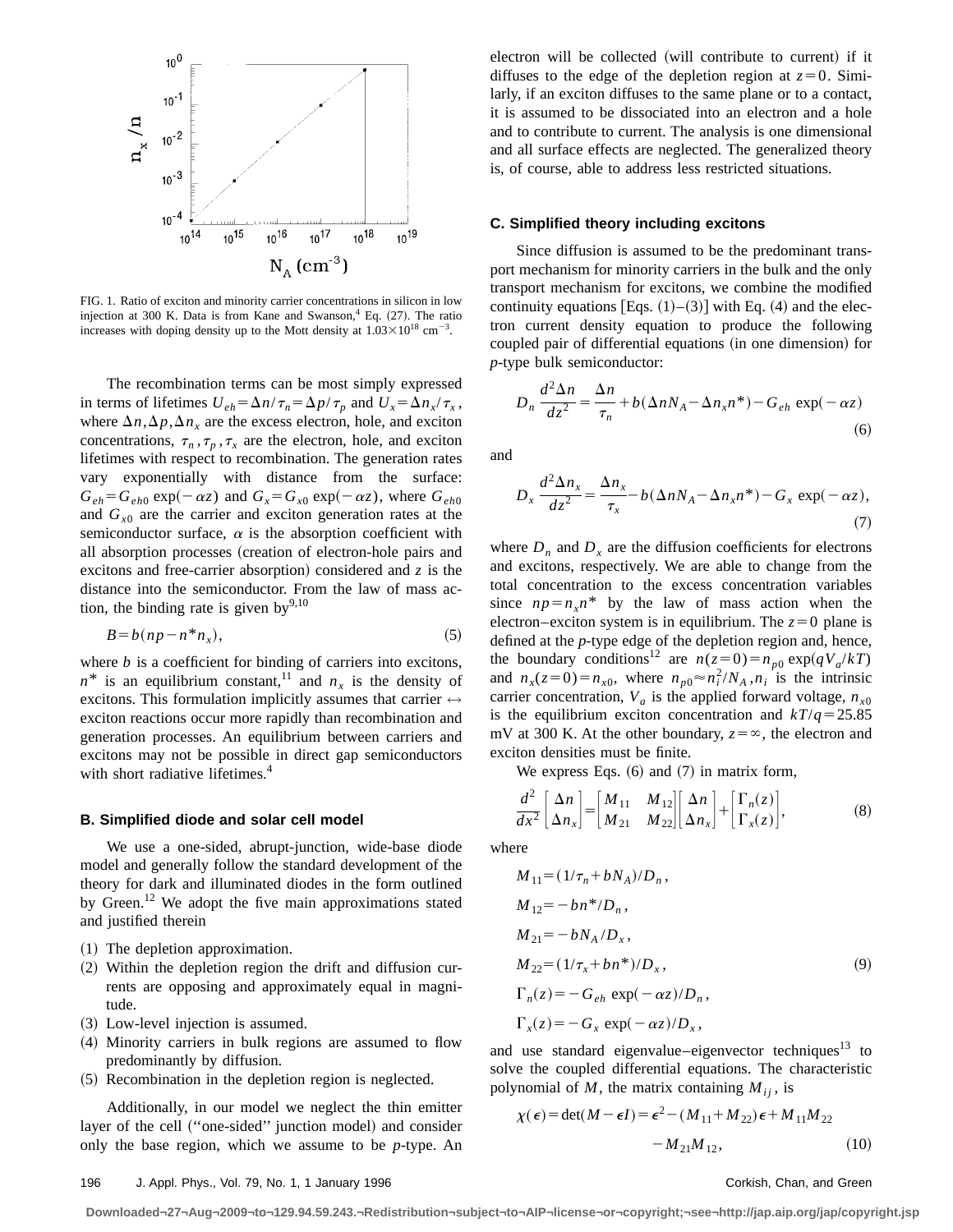$10^0$

$10^{-1}$

$10^{-2}$

$10^{-3}$

$10^{-4}$

$n_x / n$

$10^{14}$ $10^{15}$ $10^{16}$ $10^{17}$ $10^{18}$ $10^{19}$

$N_A$ (cm$^{-3}$)

FIG. 1. Ratio of exciton and minority carrier concentrations in silicon in low injection at 300 K. Data is from Kane and Swanson,[4] Eq. (27). The ratio increases with doping density up to the Mott density at $1.03 \times 10^{18}$ cm$^{-3}$.

The recombination terms can be most simply expressed in terms of lifetimes $U_{eh} = \Delta n/\tau_n = \Delta p/\tau_p$ and $U_x = \Delta n_x/\tau_x$, where $\Delta n, \Delta p, \Delta n_x$ are the excess electron, hole, and exciton concentrations, $\tau_n, \tau_p, \tau_x$ are the electron, hole, and exciton lifetimes with respect to recombination. The generation rates vary exponentially with distance from the surface: $G_{eh} = G_{eh0} \exp(-\alpha z)$ and $G_x = G_{x0} \exp(-\alpha z)$, where $G_{eh0}$ and $G_{x0}$ are the carrier and exciton generation rates at the semiconductor surface, $\alpha$ is the absorption coefficient with all absorption processes (creation of electron-hole pairs and excitons and free-carrier absorption) considered and $z$ is the distance into the semiconductor. From the law of mass action, the binding rate is given by[9,10]

$$B = b(np - n^* n_x), \tag{5}$$

where $b$ is a coefficient for binding of carriers into excitons, $n^*$ is an equilibrium constant,[11] and $n_x$ is the density of excitons. This formulation implicitly assumes that carrier $\leftrightarrow$ exciton reactions occur more rapidly than recombination and generation processes. An equilibrium between carriers and excitons may not be possible in direct gap semiconductors with short radiative lifetimes.[4]

### B. Simplified diode and solar cell model

We use a one-sided, abrupt-junction, wide-base diode model and generally follow the standard development of the theory for dark and illuminated diodes in the form outlined by Green.[12] We adopt the five main approximations stated and justified therein

(1) The depletion approximation.
(2) Within the depletion region the drift and diffusion currents are opposing and approximately equal in magnitude.
(3) Low-level injection is assumed.
(4) Minority carriers in bulk regions are assumed to flow predominantly by diffusion.
(5) Recombination in the depletion region is neglected.

Additionally, in our model we neglect the thin emitter layer of the cell ("one-sided" junction model) and consider only the base region, which we assume to be *p*-type. An electron will be collected (will contribute to current) if it diffuses to the edge of the depletion region at $z=0$. Similarly, if an exciton diffuses to the same plane or to a contact, it is assumed to be dissociated into an electron and a hole and to contribute to current. The analysis is one dimensional and all surface effects are neglected. The generalized theory is, of course, able to address less restricted situations.

### C. Simplified theory including excitons

Since diffusion is assumed to be the predominant transport mechanism for minority carriers in the bulk and the only transport mechanism for excitons, we combine the modified continuity equations [Eqs. (1)–(3)] with Eq. (4) and the electron current density equation to produce the following coupled pair of differential equations (in one dimension) for *p*-type bulk semiconductor:

$$D_n \frac{d^2 \Delta n}{dz^2} = \frac{\Delta n}{\tau_n} + b(\Delta n N_A - \Delta n_x n^*) - G_{eh} \exp(-\alpha z) \tag{6}$$

and

$$D_x \frac{d^2 \Delta n_x}{dz^2} = \frac{\Delta n_x}{\tau_x} - b(\Delta n N_A - \Delta n_x n^*) - G_x \exp(-\alpha z), \tag{7}$$

where $D_n$ and $D_x$ are the diffusion coefficients for electrons and excitons, respectively. We are able to change from the total concentration to the excess concentration variables since $np = n_x n^*$ by the law of mass action when the electron–exciton system is in equilibrium. The $z=0$ plane is defined at the *p*-type edge of the depletion region and, hence, the boundary conditions[12] are $n(z=0) = n_{p0} \exp(qV_a/kT)$ and $n_x(z=0) = n_{x0}$, where $n_{p0} \approx n_i^2/N_A$, $n_i$ is the intrinsic carrier concentration, $V_a$ is the applied forward voltage, $n_{x0}$ is the equilibrium exciton concentration and $kT/q = 25.85$ mV at 300 K. At the other boundary, $z=\infty$, the electron and exciton densities must be finite.

We express Eqs. (6) and (7) in matrix form,

$$\frac{d^2}{dx^2}\begin{bmatrix} \Delta n \\ \Delta n_x \end{bmatrix} = \begin{bmatrix} M_{11} & M_{12} \\ M_{21} & M_{22} \end{bmatrix} \begin{bmatrix} \Delta n \\ \Delta n_x \end{bmatrix} + \begin{bmatrix} \Gamma_n(z) \\ \Gamma_x(z) \end{bmatrix}, \tag{8}$$

where

$$\begin{aligned}
M_{11} &= (1/\tau_n + bN_A)/D_n, \\
M_{12} &= -bn^*/D_n, \\
M_{21} &= -bN_A/D_x, \\
M_{22} &= (1/\tau_x + bn^*)/D_x, \\
\Gamma_n(z) &= -G_{eh} \exp(-\alpha z)/D_n, \\
\Gamma_x(z) &= -G_x \exp(-\alpha z)/D_x,
\end{aligned} \tag{9}$$

and use standard eigenvalue–eigenvector techniques[13] to solve the coupled differential equations. The characteristic polynomial of $M$, the matrix containing $M_{ij}$, is

$$\chi(\epsilon) = \det(M - \epsilon I) = \epsilon^2 - (M_{11} + M_{22})\epsilon + M_{11}M_{22} - M_{21}M_{12}, \tag{10}$$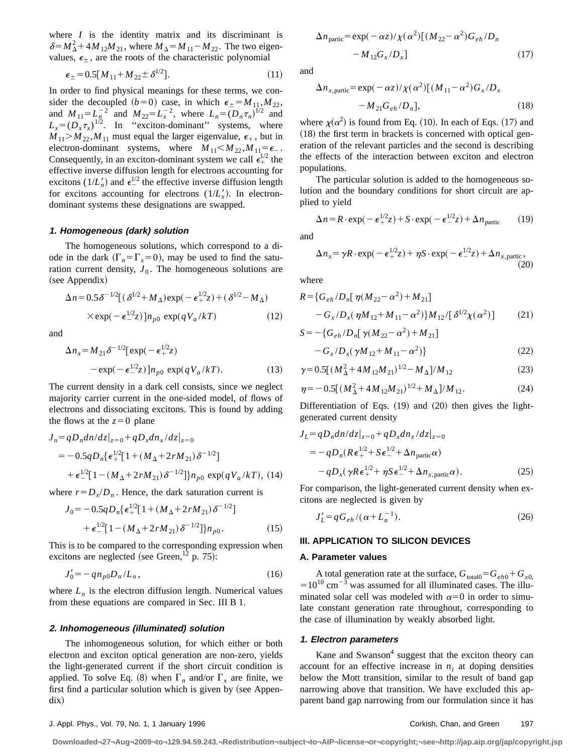where $I$ is the identity matrix and its discriminant is $\delta = M_\Delta^2 + 4M_{12}M_{21}$, where $M_\Delta = M_{11} - M_{22}$. The two eigenvalues, $\epsilon_\pm$, are the roots of the characteristic polynomial

$$\epsilon_\pm = 0.5[M_{11} + M_{22} \pm \delta^{1/2}]. \tag{11}$$

In order to find physical meanings for these terms, we consider the decoupled $(b=0)$ case, in which $\epsilon_\pm = M_{11}, M_{22}$, and $M_{11} = L_n^{-2}$ and $M_{22} = L_x^{-2}$, where $L_n = (D_n \tau_n)^{1/2}$ and $L_x = (D_x \tau_x)^{1/2}$. In "exciton-dominant" systems, where $M_{11} > M_{22}, M_{11}$ must equal the larger eigenvalue, $\epsilon_+$, but in electron-dominant systems, where $M_{11} < M_{22}, M_{11} = \epsilon_-$. Consequently, in an exciton-dominant system we call $\epsilon_+^{1/2}$ the effective inverse diffusion length for electrons accounting for excitons $(1/L_n')$ and $\epsilon_-^{1/2}$ the effective inverse diffusion length for excitons accounting for electrons $(1/L_x')$. In electron-dominant systems these designations are swapped.

### 1. Homogeneous (dark) solution

The homogeneous solutions, which correspond to a diode in the dark $(\Gamma_n = \Gamma_x = 0)$, may be used to find the saturation current density, $J_0$. The homogeneous solutions are (see Appendix)

$$\Delta n = 0.5\delta^{-1/2}[(\delta^{1/2} + M_\Delta)\exp(-\epsilon_+^{1/2}z) + (\delta^{1/2} - M_\Delta) \times \exp(-\epsilon_-^{1/2}z)]n_{p0}\exp(qV_a/kT) \tag{12}$$

and

$$\Delta n_x = M_{21}\delta^{-1/2}[\exp(-\epsilon_+^{1/2}z) - \exp(-\epsilon_-^{1/2}z)]n_{p0}\exp(qV_a/kT). \tag{13}$$

The current density in a dark cell consists, since we neglect majority carrier current in the one-sided model, of flows of electrons and dissociating excitons. This is found by adding the flows at the $z=0$ plane

$$\begin{aligned} J_n &= qD_n dn/dz|_{z=0} + qD_x dn_x/dz|_{z=0} \\ &= -0.5qD_n\{\epsilon_+^{1/2}[1 + (M_\Delta + 2rM_{21})\delta^{-1/2}] \\ &\quad + \epsilon_-^{1/2}[1 - (M_\Delta + 2rM_{21})\delta^{-1/2}]\}n_{p0}\exp(qV_a/kT), \end{aligned} \tag{14}$$

where $r = D_x/D_n$. Hence, the dark saturation current is

$$J_0 = -0.5qD_n\{\epsilon_+^{1/2}[1 + (M_\Delta + 2rM_{21})\delta^{-1/2}] + \epsilon_-^{1/2}[1 - (M_\Delta + 2rM_{21})\delta^{-1/2}]\}n_{p0}. \tag{15}$$

This is to be compared to the corresponding expression when excitons are neglected (see Green,[12] p. 75):

$$J_0' = -qn_{p0}D_n/L_n, \tag{16}$$

where $L_n$ is the electron diffusion length. Numerical values from these equations are compared in Sec. III B 1.

### 2. Inhomogeneous (illuminated) solution

The inhomogeneous solution, for which either or both electron and exciton optical generation are non-zero, yields the light-generated current if the short circuit condition is applied. To solve Eq. (8) when $\Gamma_n$ and/or $\Gamma_x$ are finite, we first find a particular solution which is given by (see Appendix)

$$\Delta n_{\text{partic}} = \exp(-\alpha z)/\chi(\alpha^2)[(M_{22} - \alpha^2)G_{eh}/D_n - M_{12}G_x/D_x] \tag{17}$$

and

$$\Delta n_{x,\text{partic}} = \exp(-\alpha z)/\chi(\alpha^2)[(M_{11} - \alpha^2)G_x/D_x - M_{21}G_{eh}/D_n], \tag{18}$$

where $\chi(\alpha^2)$ is found from Eq. (10). In each of Eqs. (17) and (18) the first term in brackets is concerned with optical generation of the relevant particles and the second is describing the effects of the interaction between exciton and electron populations.

The particular solution is added to the homogeneous solution and the boundary conditions for short circuit are applied to yield

$$\Delta n = R \cdot \exp(-\epsilon_+^{1/2}z) + S \cdot \exp(-\epsilon_-^{1/2}z) + \Delta n_{\text{partic}} \tag{19}$$

and

$$\Delta n_x = \gamma R \cdot \exp(-\epsilon_+^{1/2}z) + \eta S \cdot \exp(-\epsilon_-^{1/2}z) + \Delta n_{x,\text{partic}}, \tag{20}$$

where

$$R = \{G_{eh}/D_n[\eta(M_{22} - \alpha^2) + M_{21}] - G_x/D_x(\eta M_{12} + M_{11} - \alpha^2)\}M_{12}/[\delta^{1/2}\chi(\alpha^2)] \tag{21}$$

$$S = -\{G_{eh}/D_n[\gamma(M_{22} - \alpha^2) + M_{21}] - G_x/D_x(\gamma M_{12} + M_{11} - \alpha^2)\} \tag{22}$$

$$\gamma = 0.5[(M_\Delta^2 + 4M_{12}M_{21})^{1/2} - M_\Delta]/M_{12} \tag{23}$$

$$\eta = -0.5[(M_\Delta^2 + 4M_{12}M_{21})^{1/2} + M_\Delta]/M_{12}. \tag{24}$$

Differentiation of Eqs. (19) and (20) then gives the light-generated current density

$$\begin{aligned} J_L &= qD_n dn/dz|_{z=0} + qD_x dn_x/dz|_{z=0} \\ &= -qD_n(R\epsilon_+^{1/2} + S\epsilon_-^{1/2} + \Delta n_{\text{partic}}\alpha) \\ &\quad - qD_x(\gamma R\epsilon_+^{1/2} + \eta S\epsilon_-^{1/2} + \Delta n_{x,\text{partic}}\alpha). \end{aligned} \tag{25}$$

For comparison, the light-generated current density when excitons are neglected is given by

$$J_L' = qG_{eh}/(\alpha + L_n^{-1}). \tag{26}$$

## III. APPLICATION TO SILICON DEVICES

### A. Parameter values

A total generation rate at the surface, $G_{\text{total0}} = G_{eh0} + G_{x0} = 10^{10}\ \text{cm}^{-3}$ was assumed for all illuminated cases. The illuminated solar cell was modeled with $\alpha = 0$ in order to simulate constant generation rate throughout, corresponding to the case of illumination by weakly absorbed light.

#### 1. Electron parameters

Kane and Swanson[4] suggest that the exciton theory can account for an effective increase in $n_i$ at doping densities below the Mott transition, similar to the result of band gap narrowing above that transition. We have excluded this apparent band gap narrowing from our formulation since it has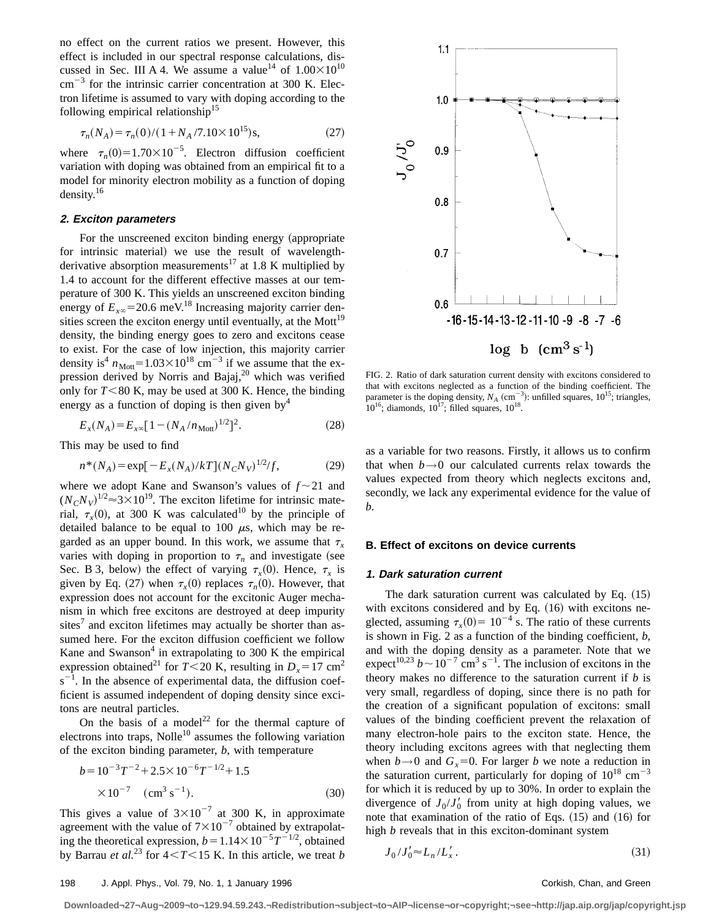no effect on the current ratios we present. However, this effect is included in our spectral response calculations, discussed in Sec. III A 4. We assume a value[14] of $1.00\times10^{10}$ $cm^{-3}$ for the intrinsic carrier concentration at 300 K. Electron lifetime is assumed to vary with doping according to the following empirical relationship[15]

$$\tau_n(N_A)=\tau_n(0)/(1+N_A/7.10\times10^{15})\text{s}, \tag{27}$$

where $\tau_n(0)=1.70\times10^{-5}$. Electron diffusion coefficient variation with doping was obtained from an empirical fit to a model for minority electron mobility as a function of doping density.[16]

#### 2. Exciton parameters

For the unscreened exciton binding energy (appropriate for intrinsic material) we use the result of wavelength-derivative absorption measurements[17] at 1.8 K multiplied by 1.4 to account for the different effective masses at our temperature of 300 K. This yields an unscreened exciton binding energy of $E_{x\infty}=20.6$ meV.[18] Increasing majority carrier densities screen the exciton energy until eventually, at the Mott[19] density, the binding energy goes to zero and excitons cease to exist. For the case of low injection, this majority carrier density is[4] $n_{\text{Mott}}=1.03\times10^{18}$ $cm^{-3}$ if we assume that the expression derived by Norris and Bajaj,[20] which was verified only for $T<80$ K, may be used at 300 K. Hence, the binding energy as a function of doping is then given by[4]

$$E_x(N_A)=E_{x\infty}[1-(N_A/n_{\text{Mott}})^{1/2}]^2. \tag{28}$$

This may be used to find

$$n^*(N_A)=\exp[-E_x(N_A)/kT](N_CN_V)^{1/2}/f, \tag{29}$$

where we adopt Kane and Swanson's values of $f\sim21$ and $(N_CN_V)^{1/2}\approx3\times10^{19}$. The exciton lifetime for intrinsic material, $\tau_x(0)$, at 300 K was calculated[10] by the principle of detailed balance to be equal to 100 $\mu$s, which may be regarded as an upper bound. In this work, we assume that $\tau_x$ varies with doping in proportion to $\tau_n$ and investigate (see Sec. B 3, below) the effect of varying $\tau_x(0)$. Hence, $\tau_x$ is given by Eq. (27) when $\tau_x(0)$ replaces $\tau_n(0)$. However, that expression does not account for the excitonic Auger mechanism in which free excitons are destroyed at deep impurity sites[7] and exciton lifetimes may actually be shorter than assumed here. For the exciton diffusion coefficient we follow Kane and Swanson[4] in extrapolating to 300 K the empirical expression obtained[21] for $T<20$ K, resulting in $D_x=17$ $cm^2$ $s^{-1}$. In the absence of experimental data, the diffusion coefficient is assumed independent of doping density since excitons are neutral particles.

On the basis of a model[22] for the thermal capture of electrons into traps, Nolle[10] assumes the following variation of the exciton binding parameter, $b$, with temperature

$$b=10^{-3}T^{-2}+2.5\times10^{-6}T^{-1/2}+1.5\times10^{-7}\quad(\text{cm}^3\,\text{s}^{-1}). \tag{30}$$

This gives a value of $3\times10^{-7}$ at 300 K, in approximate agreement with the value of $7\times10^{-7}$ obtained by extrapolating the theoretical expression, $b=1.14\times10^{-5}T^{-1/2}$, obtained by Barrau *et al.*[23] for $4<T<15$ K. In this article, we treat $b$ as a variable for two reasons. Firstly, it allows us to confirm that when $b\rightarrow0$ our calculated currents relax towards the values expected from theory which neglects excitons and, secondly, we lack any experimental evidence for the value of $b$.

FIG. 2. Ratio of dark saturation current density with excitons considered to that with excitons neglected as a function of the binding coefficient. The parameter is the doping density, $N_A$ ($cm^{-3}$): unfilled squares, $10^{15}$; triangles, $10^{16}$; diamonds, $10^{17}$; filled squares, $10^{18}$.

### B. Effect of excitons on device currents

#### 1. Dark saturation current

The dark saturation current was calculated by Eq. (15) with excitons considered and by Eq. (16) with excitons neglected, assuming $\tau_x(0)=10^{-4}$ s. The ratio of these currents is shown in Fig. 2 as a function of the binding coefficient, $b$, and with the doping density as a parameter. Note that we expect[10,23] $b\sim10^{-7}$ $cm^3$ $s^{-1}$. The inclusion of excitons in the theory makes no difference to the saturation current if $b$ is very small, regardless of doping, since there is no path for the creation of a significant population of excitons: small values of the binding coefficient prevent the relaxation of many electron-hole pairs to the exciton state. Hence, the theory including excitons agrees with that neglecting them when $b\rightarrow0$ and $G_x=0$. For larger $b$ we note a reduction in the saturation current, particularly for doping of $10^{18}$ $cm^{-3}$ for which it is reduced by up to 30%. In order to explain the divergence of $J_0/J_0'$ from unity at high doping values, we note that examination of the ratio of Eqs. (15) and (16) for high $b$ reveals that in this exciton-dominant system

$$J_0/J_0'\approx L_n/L_x'. \tag{31}$$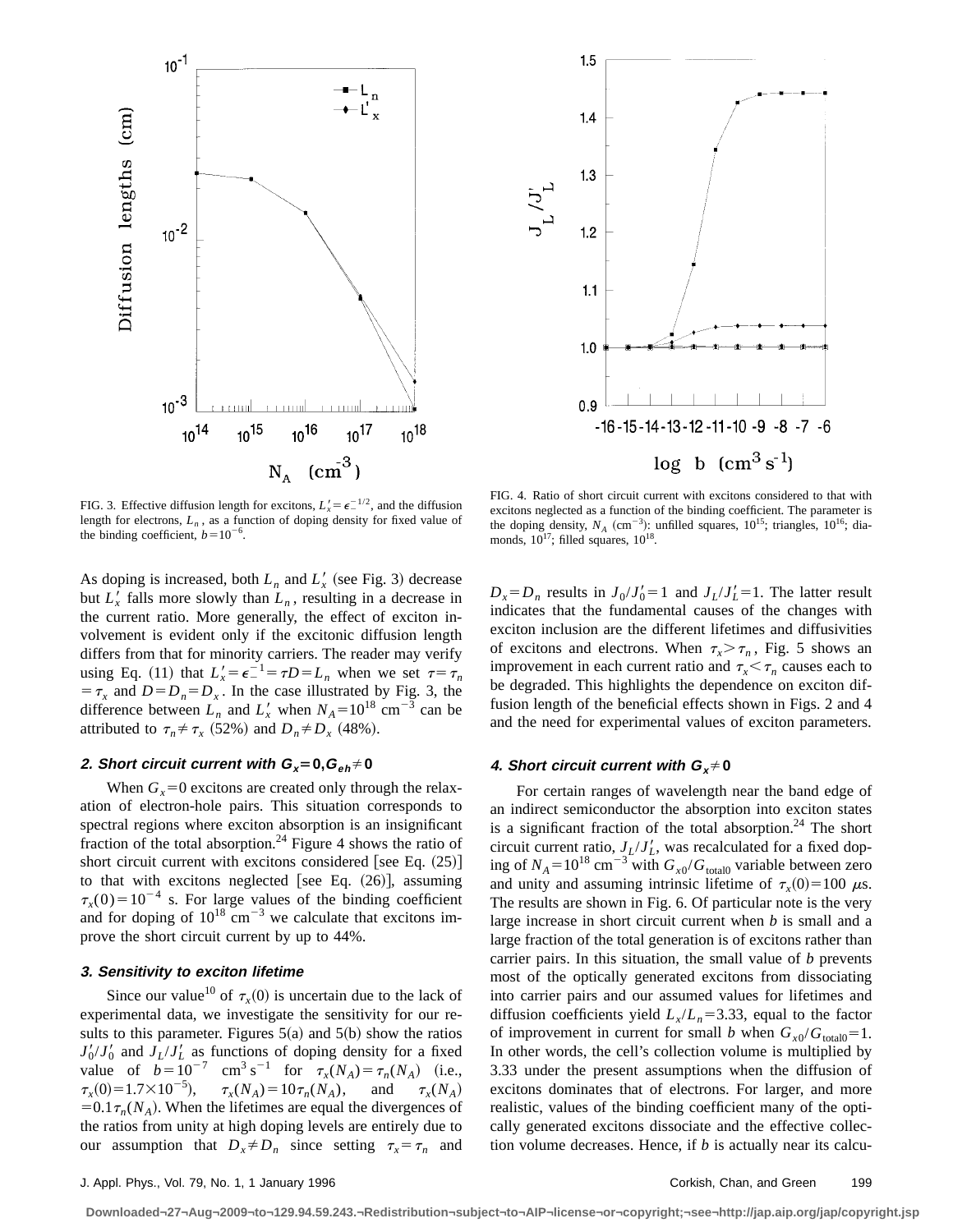Diffusion lengths (cm)

$10^{-1}$

$10^{-2}$

$10^{-3}$

$L_n$

$L'_x$

$10^{14}$ $10^{15}$ $10^{16}$ $10^{17}$ $10^{18}$

$N_A$ $(cm^{-3})$

FIG. 3. Effective diffusion length for excitons, $L'_x = \epsilon_-^{-1/2}$, and the diffusion length for electrons, $L_n$, as a function of doping density for fixed value of the binding coefficient, $b = 10^{-6}$.

$J_L/J'_L$

1.5

1.4

1.3

1.2

1.1

1.0

0.9

-16 -15 -14 -13 -12 -11 -10 -9 -8 -7 -6

log b $(cm^3 s^{-1})$

FIG. 4. Ratio of short circuit current with excitons considered to that with excitons neglected as a function of the binding coefficient. The parameter is the doping density, $N_A$ $(cm^{-3})$: unfilled squares, $10^{15}$; triangles, $10^{16}$; diamonds, $10^{17}$; filled squares, $10^{18}$.

As doping is increased, both $L_n$ and $L'_x$ (see Fig. 3) decrease but $L'_x$ falls more slowly than $L_n$, resulting in a decrease in the current ratio. More generally, the effect of exciton involvement is evident only if the excitonic diffusion length differs from that for minority carriers. The reader may verify using Eq. (11) that $L'_x = \epsilon_-^{-1} = \tau D = L_n$ when we set $\tau = \tau_n = \tau_x$ and $D = D_n = D_x$. In the case illustrated by Fig. 3, the difference between $L_n$ and $L'_x$ when $N_A = 10^{18}$ cm$^{-3}$ can be attributed to $\tau_n \neq \tau_x$ (52%) and $D_n \neq D_x$ (48%).

#### 2. Short circuit current with $G_x = 0, G_{eh} \neq 0$

When $G_x = 0$ excitons are created only through the relaxation of electron-hole pairs. This situation corresponds to spectral regions where exciton absorption is an insignificant fraction of the total absorption.[24] Figure 4 shows the ratio of short circuit current with excitons considered [see Eq. (25)] to that with excitons neglected [see Eq. (26)], assuming $\tau_x(0) = 10^{-4}$ s. For large values of the binding coefficient and for doping of $10^{18}$ cm$^{-3}$ we calculate that excitons improve the short circuit current by up to 44%.

#### 3. Sensitivity to exciton lifetime

Since our value[10] of $\tau_x(0)$ is uncertain due to the lack of experimental data, we investigate the sensitivity for our results to this parameter. Figures 5(a) and 5(b) show the ratios $J'_0/J_0$ and $J_L/J'_L$ as functions of doping density for a fixed value of $b = 10^{-7}$ cm$^3$ s$^{-1}$ for $\tau_x(N_A) = \tau_n(N_A)$ (i.e., $\tau_x(0) = 1.7 \times 10^{-5}$), $\tau_x(N_A) = 10\tau_n(N_A)$, and $\tau_x(N_A) = 0.1\tau_n(N_A)$. When the lifetimes are equal the divergences of the ratios from unity at high doping levels are entirely due to our assumption that $D_x \neq D_n$ since setting $\tau_x = \tau_n$ and $D_x = D_n$ results in $J_0/J'_0 = 1$ and $J_L/J'_L = 1$. The latter result indicates that the fundamental causes of the changes with exciton inclusion are the different lifetimes and diffusivities of excitons and electrons. When $\tau_x > \tau_n$, Fig. 5 shows an improvement in each current ratio and $\tau_x < \tau_n$ causes each to be degraded. This highlights the dependence on exciton diffusion length of the beneficial effects shown in Figs. 2 and 4 and the need for experimental values of exciton parameters.

#### 4. Short circuit current with $G_x \neq 0$

For certain ranges of wavelength near the band edge of an indirect semiconductor the absorption into exciton states is a significant fraction of the total absorption.[24] The short circuit current ratio, $J_L/J'_L$, was recalculated for a fixed doping of $N_A = 10^{18}$ cm$^{-3}$ with $G_{x0}/G_{\text{total0}}$ variable between zero and unity and assuming intrinsic lifetime of $\tau_x(0) = 100$ $\mu$s. The results are shown in Fig. 6. Of particular note is the very large increase in short circuit current when $b$ is small and a large fraction of the total generation is of excitons rather than carrier pairs. In this situation, the small value of $b$ prevents most of the optically generated excitons from dissociating into carrier pairs and our assumed values for lifetimes and diffusion coefficients yield $L_x/L_n = 3.33$, equal to the factor of improvement in current for small $b$ when $G_{x0}/G_{\text{total0}} = 1$. In other words, the cell's collection volume is multiplied by 3.33 under the present assumptions when the diffusion of excitons dominates that of electrons. For larger, and more realistic, values of the binding coefficient many of the optically generated excitons dissociate and the effective collection volume decreases. Hence, if $b$ is actually near its calcu-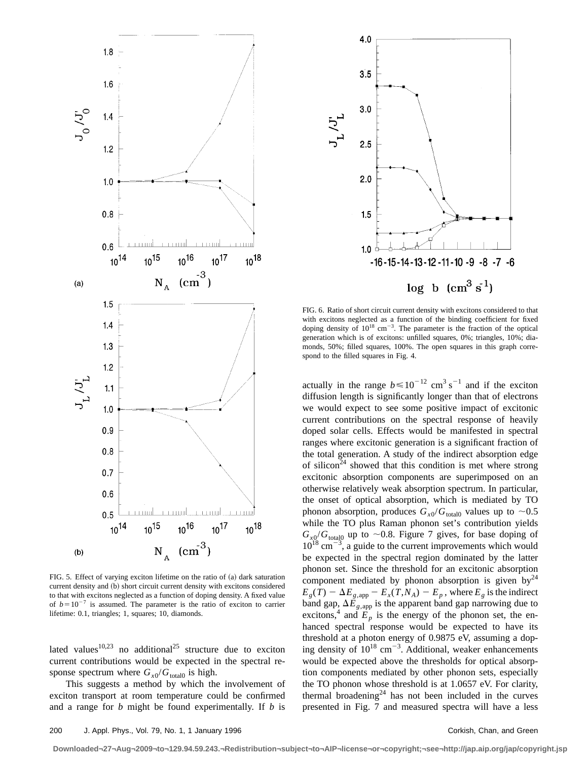$J_0/J_0'$

1.8

1.6

1.4

1.2

1.0

0.8

0.6

$10^{14}$ $10^{15}$ $10^{16}$ $10^{17}$ $10^{18}$

$N_A$ (cm$^{-3}$)

(a)

$J_L/J_L'$

1.5

1.4

1.3

1.2

1.1

1.0

0.9

0.8

0.7

0.6

0.5

$10^{14}$ $10^{15}$ $10^{16}$ $10^{17}$ $10^{18}$

$N_A$ (cm$^{-3}$)

(b)

FIG. 5. Effect of varying exciton lifetime on the ratio of (a) dark saturation current density and (b) short circuit current density with excitons considered to that with excitons neglected as a function of doping density. A fixed value of $b=10^{-7}$ is assumed. The parameter is the ratio of exciton to carrier lifetime: 0.1, triangles; 1, squares; 10, diamonds.

$J_L/J_L'$

4.0

3.5

3.0

2.5

2.0

1.5

1.0

-16 -15 -14 -13 -12 -11 -10 -9 -8 -7 -6

log b (cm$^3$ s$^{-1}$)

FIG. 6. Ratio of short circuit current density with excitons considered to that with excitons neglected as a function of the binding coefficient for fixed doping density of $10^{18}$ cm$^{-3}$. The parameter is the fraction of the optical generation which is of excitons: unfilled squares, 0%; triangles, 10%; diamonds, 50%; filled squares, 100%. The open squares in this graph correspond to the filled squares in Fig. 4.

lated values[10,23] no additional[25] structure due to exciton current contributions would be expected in the spectral response spectrum where $G_{x0}/G_{\text{total0}}$ is high.

This suggests a method by which the involvement of exciton transport at room temperature could be confirmed and a range for $b$ might be found experimentally. If $b$ is actually in the range $b \leqslant 10^{-12}$ cm$^3$ s$^{-1}$ and if the exciton diffusion length is significantly longer than that of electrons we would expect to see some positive impact of excitonic current contributions on the spectral response of heavily doped solar cells. Effects would be manifested in spectral ranges where excitonic generation is a significant fraction of the total generation. A study of the indirect absorption edge of silicon[24] showed that this condition is met where strong excitonic absorption components are superimposed on an otherwise relatively weak absorption spectrum. In particular, the onset of optical absorption, which is mediated by TO phonon absorption, produces $G_{x0}/G_{\text{total0}}$ values up to $\sim$0.5 while the TO plus Raman phonon set's contribution yields $G_{x0}/G_{\text{total0}}$ up to $\sim$0.8. Figure 7 gives, for base doping of $10^{18}$ cm$^{-3}$, a guide to the current improvements which would be expected in the spectral region dominated by the latter phonon set. Since the threshold for an excitonic absorption component mediated by phonon absorption is given by[24] $E_g(T) - \Delta E_{g,\text{app}} - E_x(T,N_A) - E_p$, where $E_g$ is the indirect band gap, $\Delta E_{g,\text{app}}$ is the apparent band gap narrowing due to excitons,[4] and $E_p$ is the energy of the phonon set, the enhanced spectral response would be expected to have its threshold at a photon energy of 0.9875 eV, assuming a doping density of $10^{18}$ cm$^{-3}$. Additional, weaker enhancements would be expected above the thresholds for optical absorption components mediated by other phonon sets, especially the TO phonon whose threshold is at 1.0657 eV. For clarity, thermal broadening[24] has not been included in the curves presented in Fig. 7 and measured spectra will have a less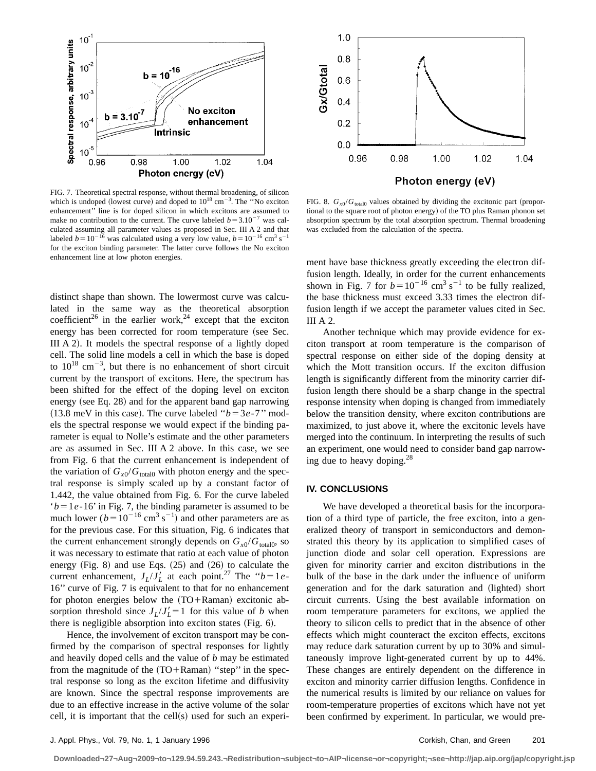Spectral response, arbitrary units

$10^{-1}$
$10^{-2}$
$10^{-3}$
$10^{-4}$
$10^{-5}$

b = $10^{-16}$

b = 3.$10^{-7}$

No exciton enhancement

Intrinsic

0.96 0.98 1.00 1.02 1.04

Photon energy (eV)

FIG. 7. Theoretical spectral response, without thermal broadening, of silicon which is undoped (lowest curve) and doped to $10^{18}$ cm$^{-3}$. The "No exciton enhancement" line is for doped silicon in which excitons are assumed to make no contribution to the current. The curve labeled $b=3.10^{-7}$ was calculated assuming all parameter values as proposed in Sec. III A 2 and that labeled $b=10^{-16}$ was calculated using a very low value, $b=10^{-16}$ cm$^3$ s$^{-1}$ for the exciton binding parameter. The latter curve follows the No exciton enhancement line at low photon energies.

Gx/Gtotal

1.0
0.8
0.6
0.4
0.2
0.0

0.96 0.98 1.00 1.02 1.04

Photon energy (eV)

FIG. 8. $G_{x0}/G_{\text{total0}}$ values obtained by dividing the excitonic part (proportional to the square root of photon energy) of the TO plus Raman phonon set absorption spectrum by the total absorption spectrum. Thermal broadening was excluded from the calculation of the spectra.

distinct shape than shown. The lowermost curve was calculated in the same way as the theoretical absorption coefficient[26] in the earlier work,[24] except that the exciton energy has been corrected for room temperature (see Sec. III A 2). It models the spectral response of a lightly doped cell. The solid line models a cell in which the base is doped to $10^{18}$ cm$^{-3}$, but there is no enhancement of short circuit current by the transport of excitons. Here, the spectrum has been shifted for the effect of the doping level on exciton energy (see Eq. 28) and for the apparent band gap narrowing (13.8 meV in this case). The curve labeled "$b=3e$-7" models the spectral response we would expect if the binding parameter is equal to Nolle's estimate and the other parameters are as assumed in Sec. III A 2 above. In this case, we see from Fig. 6 that the current enhancement is independent of the variation of $G_{x0}/G_{\text{total0}}$ with photon energy and the spectral response is simply scaled up by a constant factor of 1.442, the value obtained from Fig. 6. For the curve labeled '$b=1e$-16' in Fig. 7, the binding parameter is assumed to be much lower ($b=10^{-16}$ cm$^3$ s$^{-1}$) and other parameters are as for the previous case. For this situation, Fig. 6 indicates that the current enhancement strongly depends on $G_{x0}/G_{\text{total0}}$, so it was necessary to estimate that ratio at each value of photon energy (Fig. 8) and use Eqs. (25) and (26) to calculate the current enhancement, $J_L/J_L'$ at each point.[27] The "$b=1e$-16" curve of Fig. 7 is equivalent to that for no enhancement for photon energies below the (TO+Raman) excitonic absorption threshold since $J_L/J_L'=1$ for this value of $b$ when there is negligible absorption into exciton states (Fig. 6).

Hence, the involvement of exciton transport may be confirmed by the comparison of spectral responses for lightly and heavily doped cells and the value of $b$ may be estimated from the magnitude of the (TO+Raman) "step" in the spectral response so long as the exciton lifetime and diffusivity are known. Since the spectral response improvements are due to an effective increase in the active volume of the solar cell, it is important that the cell(s) used for such an experiment have base thickness greatly exceeding the electron diffusion length. Ideally, in order for the current enhancements shown in Fig. 7 for $b=10^{-16}$ cm$^3$ s$^{-1}$ to be fully realized, the base thickness must exceed 3.33 times the electron diffusion length if we accept the parameter values cited in Sec. III A 2.

Another technique which may provide evidence for exciton transport at room temperature is the comparison of spectral response on either side of the doping density at which the Mott transition occurs. If the exciton diffusion length is significantly different from the minority carrier diffusion length there should be a sharp change in the spectral response intensity when doping is changed from immediately below the transition density, where exciton contributions are maximized, to just above it, where the excitonic levels have merged into the continuum. In interpreting the results of such an experiment, one would need to consider band gap narrowing due to heavy doping.[28]

## IV. CONCLUSIONS

We have developed a theoretical basis for the incorporation of a third type of particle, the free exciton, into a generalized theory of transport in semiconductors and demonstrated this theory by its application to simplified cases of junction diode and solar cell operation. Expressions are given for minority carrier and exciton distributions in the bulk of the base in the dark under the influence of uniform generation and for the dark saturation and (lighted) short circuit currents. Using the best available information on room temperature parameters for excitons, we applied the theory to silicon cells to predict that in the absence of other effects which might counteract the exciton effects, excitons may reduce dark saturation current by up to 30% and simultaneously improve light-generated current by up to 44%. These changes are entirely dependent on the difference in exciton and minority carrier diffusion lengths. Confidence in the numerical results is limited by our reliance on values for room-temperature properties of excitons which have not yet been confirmed by experiment. In particular, we would pre-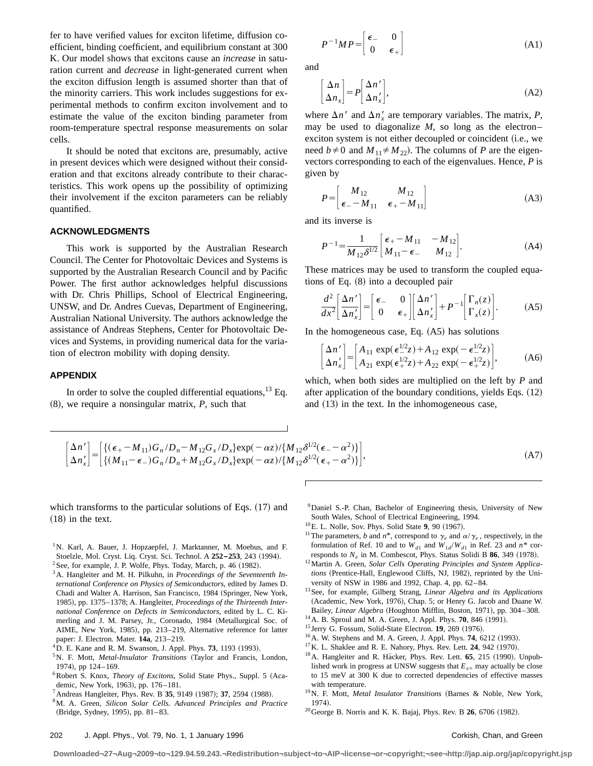fer to have verified values for exciton lifetime, diffusion coefficient, binding coefficient, and equilibrium constant at 300 K. Our model shows that excitons cause an *increase* in saturation current and *decrease* in light-generated current when the exciton diffusion length is assumed shorter than that of the minority carriers. This work includes suggestions for experimental methods to confirm exciton involvement and to estimate the value of the exciton binding parameter from room-temperature spectral response measurements on solar cells.

It should be noted that excitons are, presumably, active in present devices which were designed without their consideration and that excitons already contribute to their characteristics. This work opens up the possibility of optimizing their involvement if the exciton parameters can be reliably quantified.

## ACKNOWLEDGMENTS

This work is supported by the Australian Research Council. The Center for Photovoltaic Devices and Systems is supported by the Australian Research Council and by Pacific Power. The first author acknowledges helpful discussions with Dr. Chris Phillips, School of Electrical Engineering, UNSW, and Dr. Andres Cuevas, Department of Engineering, Australian National University. The authors acknowledge the assistance of Andreas Stephens, Center for Photovoltaic Devices and Systems, in providing numerical data for the variation of electron mobility with doping density.

## APPENDIX

In order to solve the coupled differential equations,[13] Eq. (8), we require a nonsingular matrix, $P$, such that

$$P^{-1}MP=\begin{bmatrix}\epsilon_- & 0\\ 0 & \epsilon_+\end{bmatrix}\tag{A1}$$

and

$$\begin{bmatrix}\Delta n\\ \Delta n_x\end{bmatrix}=P\begin{bmatrix}\Delta n'\\ \Delta n_x'\end{bmatrix},\tag{A2}$$

where $\Delta n'$ and $\Delta n_x'$ are temporary variables. The matrix, $P$, may be used to diagonalize $M$, so long as the electron–exciton system is not either decoupled or coincident (i.e., we need $b\neq 0$ and $M_{11}\neq M_{22}$). The columns of $P$ are the eigenvectors corresponding to each of the eigenvalues. Hence, $P$ is given by

$$P=\begin{bmatrix}M_{12} & M_{12}\\ \epsilon_- - M_{11} & \epsilon_+ - M_{11}\end{bmatrix}\tag{A3}$$

and its inverse is

$$P^{-1}=\frac{1}{M_{12}\delta^{1/2}}\begin{bmatrix}\epsilon_+ - M_{11} & -M_{12}\\ M_{11}-\epsilon_- & M_{12}\end{bmatrix}.\tag{A4}$$

These matrices may be used to transform the coupled equations of Eq. (8) into a decoupled pair

$$\frac{d^2}{dx^2}\begin{bmatrix}\Delta n'\\ \Delta n_x'\end{bmatrix}=\begin{bmatrix}\epsilon_- & 0\\ 0 & \epsilon_+\end{bmatrix}\begin{bmatrix}\Delta n'\\ \Delta n_x'\end{bmatrix}+P^{-1}\begin{bmatrix}\Gamma_n(z)\\ \Gamma_x(z)\end{bmatrix}.\tag{A5}$$

In the homogeneous case, Eq. (A5) has solutions

$$\begin{bmatrix}\Delta n'\\ \Delta n_x'\end{bmatrix}=\begin{bmatrix}A_{11}\exp(\epsilon_-^{1/2}z)+A_{12}\exp(-\epsilon_-^{1/2}z)\\ A_{21}\exp(\epsilon_+^{1/2}z)+A_{22}\exp(-\epsilon_+^{1/2}z)\end{bmatrix},\tag{A6}$$

which, when both sides are multiplied on the left by $P$ and after application of the boundary conditions, yields Eqs. (12) and (13) in the text. In the inhomogeneous case,

$$\begin{bmatrix}\Delta n'\\ \Delta n_x'\end{bmatrix}=\begin{bmatrix}\{(\epsilon_+ - M_{11})G_n/D_n - M_{12}G_x/D_x\}\exp(-\alpha z)/\{M_{12}\delta^{1/2}(\epsilon_- - \alpha^2)\}\\ \{(M_{11}-\epsilon_-)G_n/D_n + M_{12}G_x/D_x\}\exp(-\alpha z)/\{M_{12}\delta^{1/2}(\epsilon_+ - \alpha^2)\}\end{bmatrix},\tag{A7}$$

which transforms to the particular solutions of Eqs. (17) and (18) in the text.

[1] N. Karl, A. Bauer, J. Hopzaepfel, J. Marktanner, M. Moebus, and F. Stoelzle, Mol. Cryst. Liq. Cryst. Sci. Technol. A **252–253**, 243 (1994).
[2] See, for example, J. P. Wolfe, Phys. Today, March, p. 46 (1982).
[3] A. Hangleiter and M. H. Pilkuhn, in *Proceedings of the Seventeenth International Conference on Physics of Semiconductors*, edited by James D. Chadi and Walter A. Harrison, San Francisco, 1984 (Springer, New York, 1985), pp. 1375–1378; A. Hangleiter, *Proceedings of the Thirteenth International Conference on Defects in Semiconductors*, edited by L. C. Kimerling and J. M. Parsey, Jr., Coronado, 1984 (Metallurgical Soc. of AIME, New York, 1985), pp. 213–219, Alternative reference for latter paper: J. Electron. Mater. **14a**, 213–219.
[4] D. E. Kane and R. M. Swanson, J. Appl. Phys. **73**, 1193 (1993).
[5] N. F. Mott, *Metal-Insulator Transitions* (Taylor and Francis, London, 1974), pp 124–169.
[6] Robert S. Knox, *Theory of Excitons*, Solid State Phys., Suppl. 5 (Academic, New York, 1963), pp. 176–181.
[7] Andreas Hangleiter, Phys. Rev. B **35**, 9149 (1987); **37**, 2594 (1988).
[8] M. A. Green, *Silicon Solar Cells. Advanced Principles and Practice* (Bridge, Sydney, 1995), pp. 81–83.
[9] Daniel S.-P. Chan, Bachelor of Engineering thesis, University of New South Wales, School of Electrical Engineering, 1994.
[10] E. L. Nolle, Sov. Phys. Solid State **9**, 90 (1967).
[11] The parameters, $b$ and $n^*$, correspond to $\gamma_e$ and $\alpha/\gamma_e$, respectively, in the formulation of Ref. 10 and to $W_{d1}$ and $W_{1d}/W_{d1}$ in Ref. 23 and $n^*$ corresponds to $N_e$ in M. Combescot, Phys. Status Solidi B **86**, 349 (1978).
[12] Martin A. Green, *Solar Cells Operating Principles and System Applications* (Prentice-Hall, Englewood Cliffs, NJ, 1982), reprinted by the University of NSW in 1986 and 1992, Chap. 4, pp. 62–84.
[13] See, for example, Gilberg Strang, *Linear Algebra and its Applications* (Academic, New York, 1976), Chap. 5; or Henry G. Jacob and Duane W. Bailey, *Linear Algebra* (Houghton Mifflin, Boston, 1971), pp. 304–308.
[14] A. B. Sproul and M. A. Green, J. Appl. Phys. **70**, 846 (1991).
[15] Jerry G. Fossum, Solid-State Electron. **19**, 269 (1976).
[16] A. W. Stephens and M. A. Green, J. Appl. Phys. **74**, 6212 (1993).
[17] K. L. Shaklee and R. E. Nahory, Phys. Rev. Lett. **24**, 942 (1970).
[18] A. Hangleiter and R. Häcker, Phys. Rev. Lett. **65**, 215 (1990). Unpublished work in progress at UNSW suggests that $E_{x\infty}$ may actually be close to 15 meV at 300 K due to corrected dependencies of effective masses with temperature.
[19] N. F. Mott, *Metal Insulator Transitions* (Barnes & Noble, New York, 1974).
[20] George B. Norris and K. K. Bajaj, Phys. Rev. B **26**, 6706 (1982).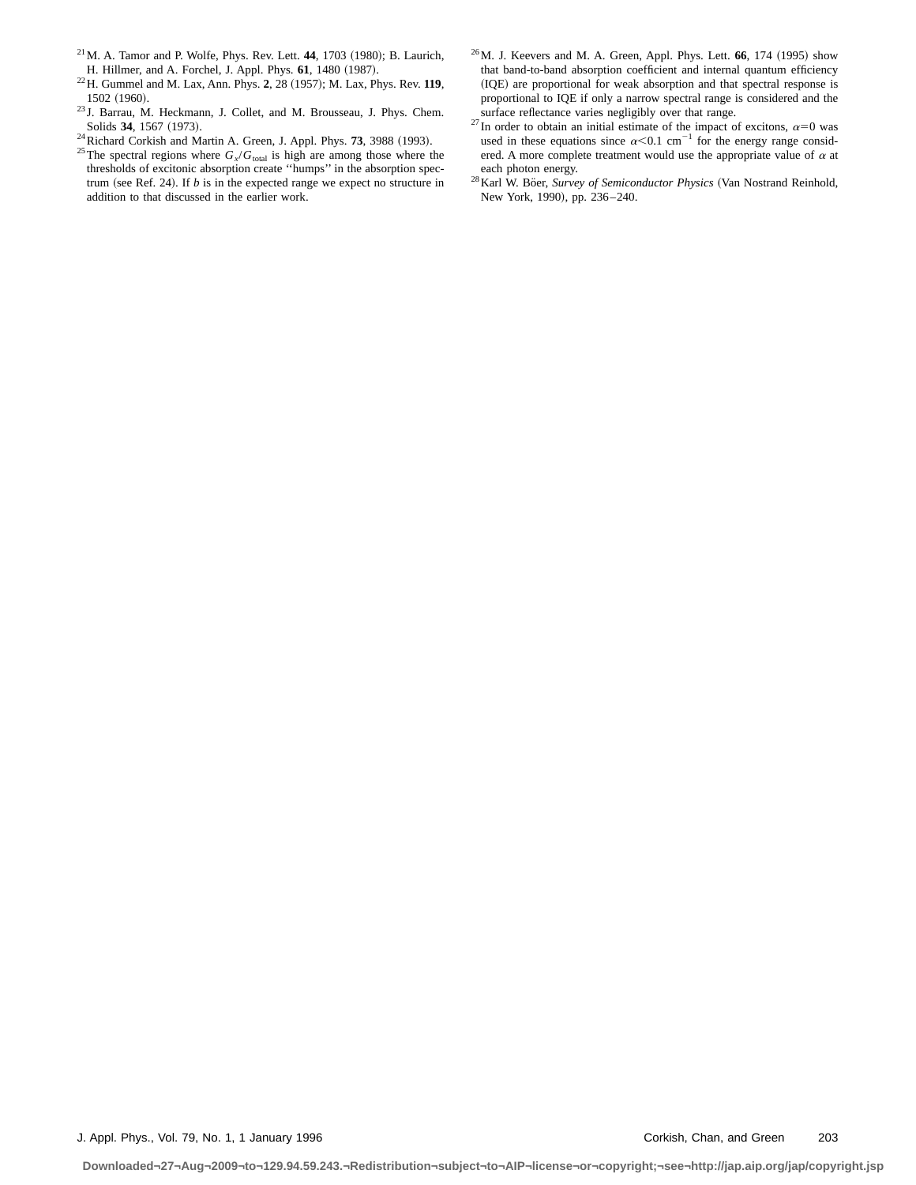[21] M. A. Tamor and P. Wolfe, Phys. Rev. Lett. **44**, 1703 (1980); B. Laurich, H. Hillmer, and A. Forchel, J. Appl. Phys. **61**, 1480 (1987).

[22] H. Gummel and M. Lax, Ann. Phys. **2**, 28 (1957); M. Lax, Phys. Rev. **119**, 1502 (1960).

[23] J. Barrau, M. Heckmann, J. Collet, and M. Brousseau, J. Phys. Chem. Solids **34**, 1567 (1973).

[24] Richard Corkish and Martin A. Green, J. Appl. Phys. **73**, 3988 (1993).

[25] The spectral regions where $G_x/G_{\mathrm{total}}$ is high are among those where the thresholds of excitonic absorption create ''humps'' in the absorption spectrum (see Ref. 24). If $b$ is in the expected range we expect no structure in addition to that discussed in the earlier work.

[26] M. J. Keevers and M. A. Green, Appl. Phys. Lett. **66**, 174 (1995) show that band-to-band absorption coefficient and internal quantum efficiency (IQE) are proportional for weak absorption and that spectral response is proportional to IQE if only a narrow spectral range is considered and the surface reflectance varies negligibly over that range.

[27] In order to obtain an initial estimate of the impact of excitons, $\alpha=0$ was used in these equations since $\alpha<0.1\ \mathrm{cm}^{-1}$ for the energy range considered. A more complete treatment would use the appropriate value of $\alpha$ at each photon energy.

[28] Karl W. Böer, *Survey of Semiconductor Physics* (Van Nostrand Reinhold, New York, 1990), pp. 236–240.